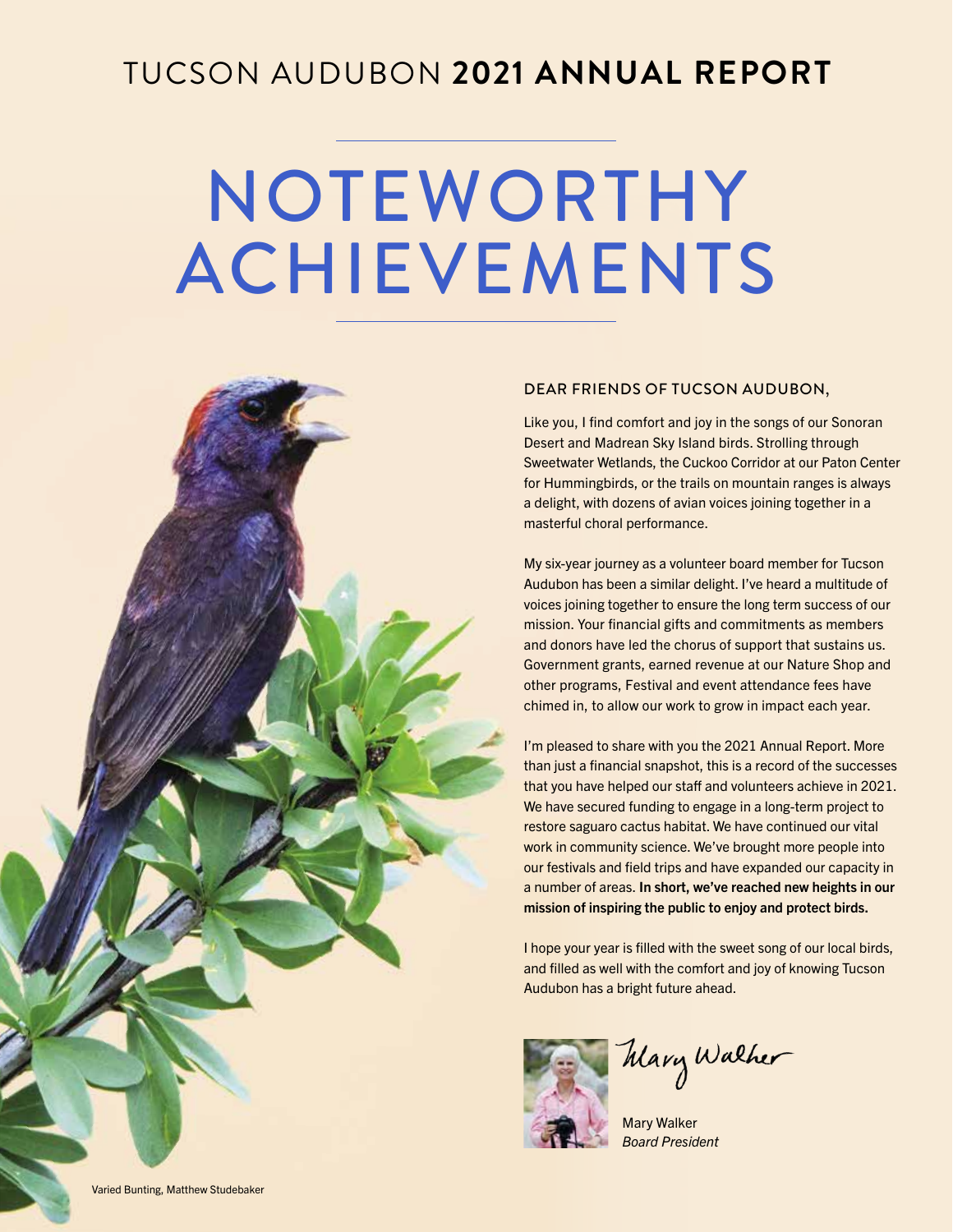TUCSON AUDUBON **2021 ANNUAL REPORT**

# NOTEWORTHY ACHIEVEMENTS

## DEAR FRIENDS OF TUCSON AUDUBON,

Like you, I find comfort and joy in the songs of our Sonoran Desert and Madrean Sky Island birds. Strolling through Sweetwater Wetlands, the Cuckoo Corridor at our Paton Center for Hummingbirds, or the trails on mountain ranges is always a delight, with dozens of avian voices joining together in a masterful choral performance.

My six-year journey as a volunteer board member for Tucson Audubon has been a similar delight. I've heard a multitude of voices joining together to ensure the long term success of our mission. Your financial gifts and commitments as members and donors have led the chorus of support that sustains us. Government grants, earned revenue at our Nature Shop and other programs, Festival and event attendance fees have chimed in, to allow our work to grow in impact each year.

I'm pleased to share with you the 2021 Annual Report. More than just a financial snapshot, this is a record of the successes that you have helped our staff and volunteers achieve in 2021. We have secured funding to engage in a long-term project to restore saguaro cactus habitat. We have continued our vital work in community science. We've brought more people into our festivals and field trips and have expanded our capacity in a number of areas. **In short, we've reached new heights in our mission of inspiring the public to enjoy and protect birds.**

I hope your year is filled with the sweet song of our local birds, and filled as well with the comfort and joy of knowing Tucson Audubon has a bright future ahead.

Mary Walker

Mary Walker
*Board President*

Varied Bunting, Matthew Studebaker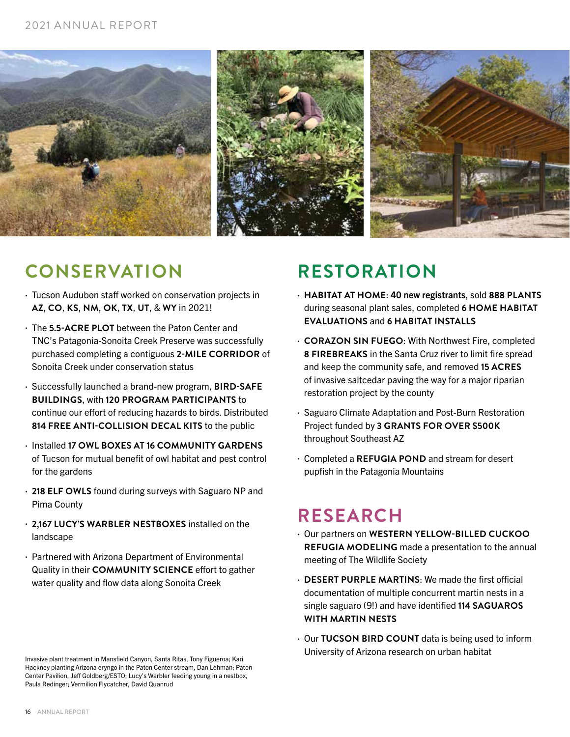## CONSERVATION

- Tucson Audubon staff worked on conservation projects in **AZ**, **CO**, **KS**, **NM**, **OK**, **TX**, **UT**, & **WY** in 2021!
- The **5.5-ACRE PLOT** between the Paton Center and TNC's Patagonia-Sonoita Creek Preserve was successfully purchased completing a contiguous **2-MILE CORRIDOR** of Sonoita Creek under conservation status
- Successfully launched a brand-new program, **BIRD-SAFE BUILDINGS**, with **120 PROGRAM PARTICIPANTS** to continue our effort of reducing hazards to birds. Distributed **814 FREE ANTI-COLLISION DECAL KITS** to the public
- Installed **17 OWL BOXES AT 16 COMMUNITY GARDENS** of Tucson for mutual benefit of owl habitat and pest control for the gardens
- **218 ELF OWLS** found during surveys with Saguaro NP and Pima County
- **2,167 LUCY'S WARBLER NESTBOXES** installed on the landscape
- Partnered with Arizona Department of Environmental Quality in their **COMMUNITY SCIENCE** effort to gather water quality and flow data along Sonoita Creek

Invasive plant treatment in Mansfield Canyon, Santa Ritas, Tony Figueroa; Kari Hackney planting Arizona eryngo in the Paton Center stream, Dan Lehman; Paton Center Pavilion, Jeff Goldberg/ESTO; Lucy's Warbler feeding young in a nestbox, Paula Redinger; Vermilion Flycatcher, David Quanrud

## RESTORATION

- **HABITAT AT HOME**: **40 new registrants**, sold **888 PLANTS** during seasonal plant sales, completed **6 HOME HABITAT EVALUATIONS** and **6 HABITAT INSTALLS**
- **CORAZON SIN FUEGO**: With Northwest Fire, completed **8 FIREBREAKS** in the Santa Cruz river to limit fire spread and keep the community safe, and removed **15 ACRES** of invasive saltcedar paving the way for a major riparian restoration project by the county
- Saguaro Climate Adaptation and Post-Burn Restoration Project funded by **3 GRANTS FOR OVER $500K** throughout Southeast AZ
- Completed a **REFUGIA POND** and stream for desert pupfish in the Patagonia Mountains

## RESEARCH

- Our partners on **WESTERN YELLOW-BILLED CUCKOO REFUGIA MODELING** made a presentation to the annual meeting of The Wildlife Society
- **DESERT PURPLE MARTINS**: We made the first official documentation of multiple concurrent martin nests in a single saguaro (9!) and have identified **114 SAGUAROS WITH MARTIN NESTS**
- Our **TUCSON BIRD COUNT** data is being used to inform University of Arizona research on urban habitat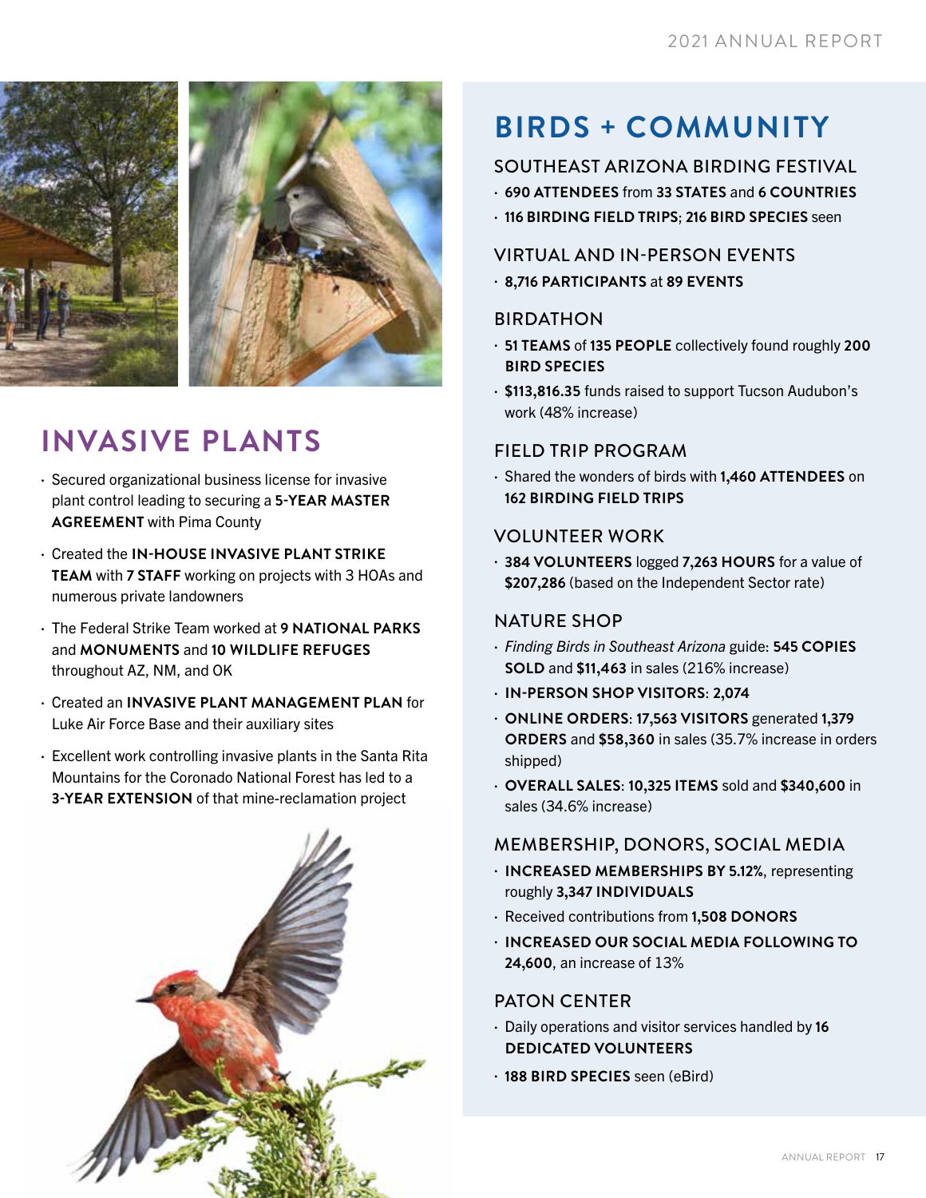## INVASIVE PLANTS

- Secured organizational business license for invasive plant control leading to securing a **5-YEAR MASTER AGREEMENT** with Pima County
- Created the **IN-HOUSE INVASIVE PLANT STRIKE TEAM** with **7 STAFF** working on projects with 3 HOAs and numerous private landowners
- The Federal Strike Team worked at **9 NATIONAL PARKS** and **MONUMENTS** and **10 WILDLIFE REFUGES** throughout AZ, NM, and OK
- Created an **INVASIVE PLANT MANAGEMENT PLAN** for Luke Air Force Base and their auxiliary sites
- Excellent work controlling invasive plants in the Santa Rita Mountains for the Coronado National Forest has led to a **3-YEAR EXTENSION** of that mine-reclamation project

## BIRDS + COMMUNITY

### SOUTHEAST ARIZONA BIRDING FESTIVAL

- **690 ATTENDEES** from **33 STATES** and **6 COUNTRIES**
- **116 BIRDING FIELD TRIPS**; **216 BIRD SPECIES** seen

### VIRTUAL AND IN-PERSON EVENTS

- **8,716 PARTICIPANTS** at **89 EVENTS**

### BIRDATHON

- **51 TEAMS** of **135 PEOPLE** collectively found roughly **200 BIRD SPECIES**
- **$113,816.35** funds raised to support Tucson Audubon's work (48% increase)

### FIELD TRIP PROGRAM

- Shared the wonders of birds with **1,460 ATTENDEES** on **162 BIRDING FIELD TRIPS**

### VOLUNTEER WORK

- **384 VOLUNTEERS** logged **7,263 HOURS** for a value of **$207,286** (based on the Independent Sector rate)

### NATURE SHOP

- *Finding Birds in Southeast Arizona* guide: **545 COPIES SOLD** and **$11,463** in sales (216% increase)
- **IN-PERSON SHOP VISITORS**: **2,074**
- **ONLINE ORDERS**: **17,563 VISITORS** generated **1,379 ORDERS** and **$58,360** in sales (35.7% increase in orders shipped)
- **OVERALL SALES**: **10,325 ITEMS** sold and **$340,600** in sales (34.6% increase)

### MEMBERSHIP, DONORS, SOCIAL MEDIA

- **INCREASED MEMBERSHIPS BY 5.12%**, representing roughly **3,347 INDIVIDUALS**
- Received contributions from **1,508 DONORS**
- **INCREASED OUR SOCIAL MEDIA FOLLOWING TO 24,600**, an increase of 13%

### PATON CENTER

- Daily operations and visitor services handled by **16 DEDICATED VOLUNTEERS**
- **188 BIRD SPECIES** seen (eBird)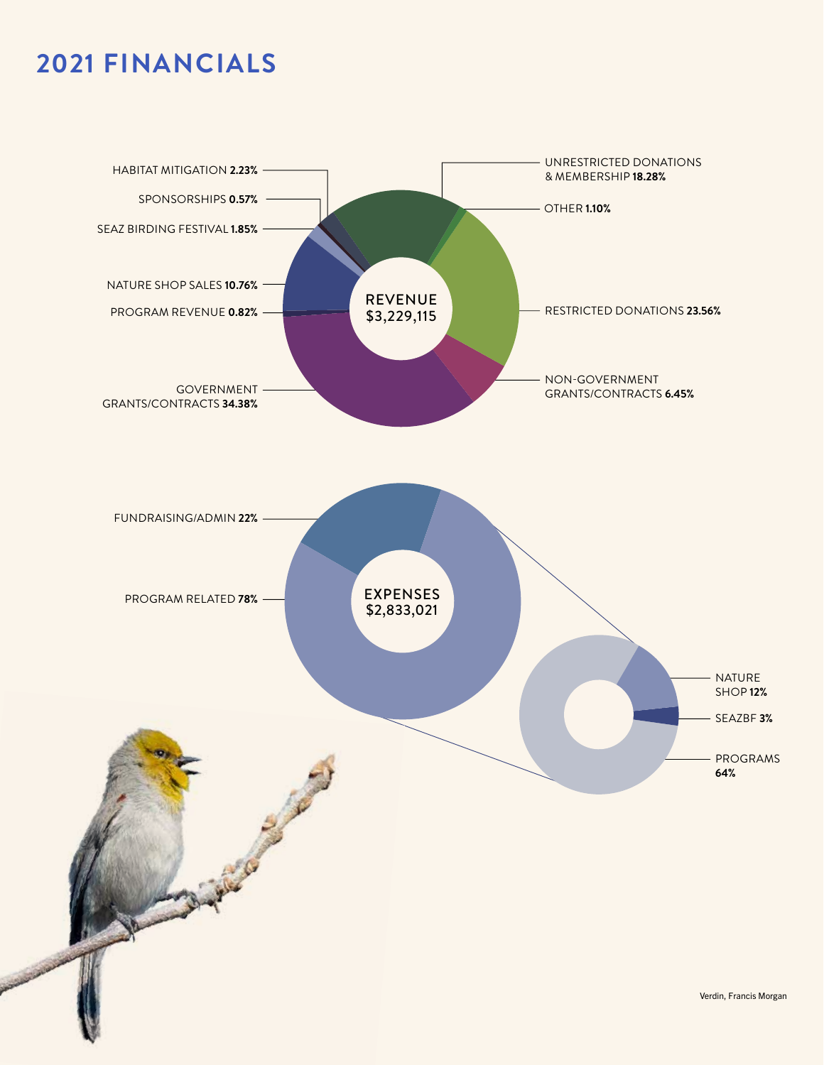# 2021 FINANCIALS

REVENUE
$3,229,115

HABITAT MITIGATION **2.23%**

SPONSORSHIPS **0.57%**

SEAZ BIRDING FESTIVAL **1.85%**

NATURE SHOP SALES **10.76%**

PROGRAM REVENUE **0.82%**

GOVERNMENT GRANTS/CONTRACTS **34.38%**

UNRESTRICTED DONATIONS & MEMBERSHIP **18.28%**

OTHER **1.10%**

RESTRICTED DONATIONS **23.56%**

NON-GOVERNMENT GRANTS/CONTRACTS **6.45%**

EXPENSES
$2,833,021

FUNDRAISING/ADMIN **22%**

PROGRAM RELATED **78%**

NATURE SHOP **12%**

SEAZBF **3%**

PROGRAMS **64%**

Verdin, Francis Morgan